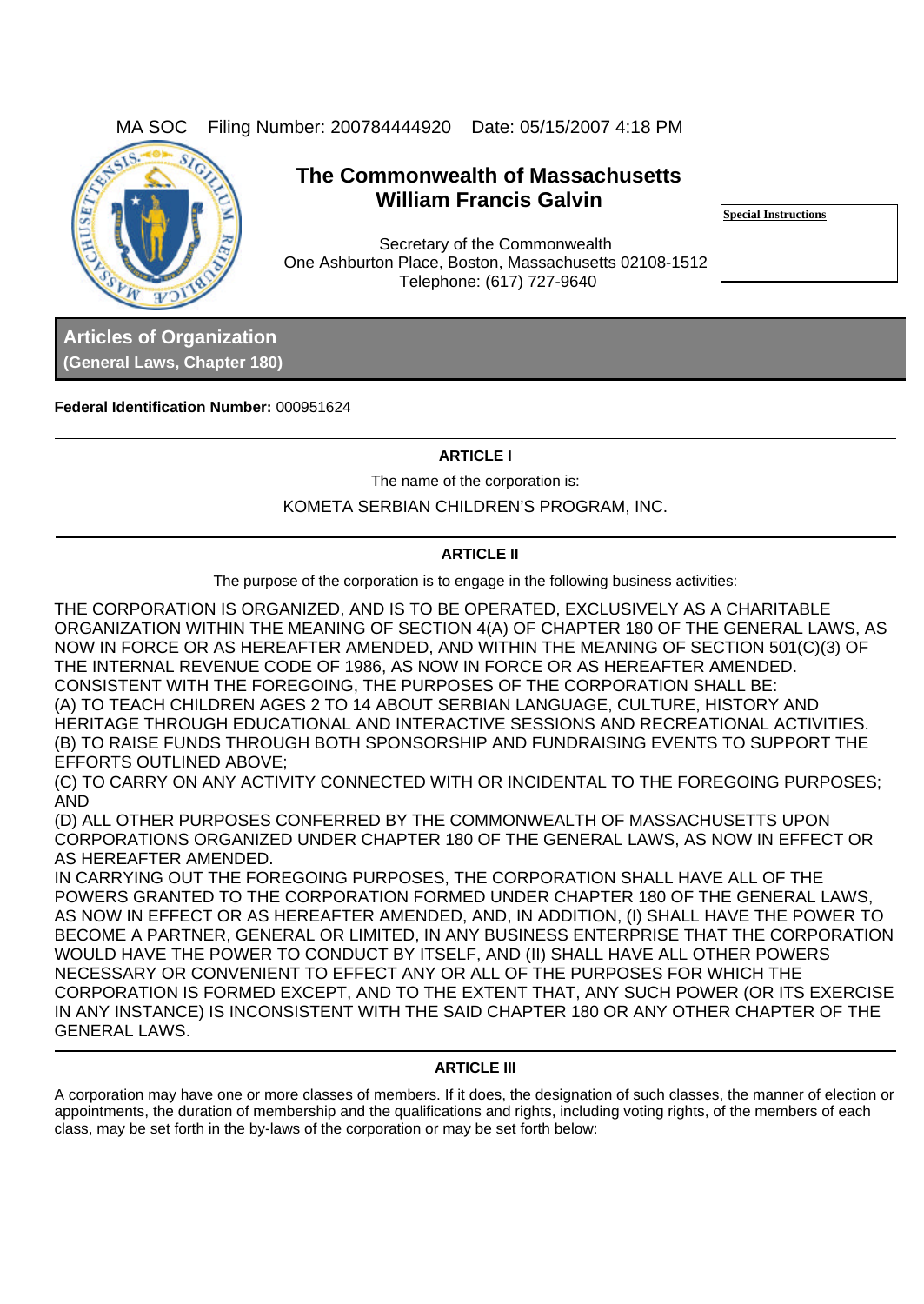MA SOC Filing Number: 200784444920 Date: 05/15/2007 4:18 PM

# The Commonwealth of Massachusetts
## William Francis Galvin

Secretary of the Commonwealth
One Ashburton Place, Boston, Massachusetts 02108-1512
Telephone: (617) 727-9640

**Special Instructions**

## Articles of Organization
**(General Laws, Chapter 180)**

**Federal Identification Number:** 000951624

---

**ARTICLE I**

The name of the corporation is:

KOMETA SERBIAN CHILDREN'S PROGRAM, INC.

---

**ARTICLE II**

The purpose of the corporation is to engage in the following business activities:

THE CORPORATION IS ORGANIZED, AND IS TO BE OPERATED, EXCLUSIVELY AS A CHARITABLE ORGANIZATION WITHIN THE MEANING OF SECTION 4(A) OF CHAPTER 180 OF THE GENERAL LAWS, AS NOW IN FORCE OR AS HEREAFTER AMENDED, AND WITHIN THE MEANING OF SECTION 501(C)(3) OF THE INTERNAL REVENUE CODE OF 1986, AS NOW IN FORCE OR AS HEREAFTER AMENDED.
CONSISTENT WITH THE FOREGOING, THE PURPOSES OF THE CORPORATION SHALL BE:
(A) TO TEACH CHILDREN AGES 2 TO 14 ABOUT SERBIAN LANGUAGE, CULTURE, HISTORY AND HERITAGE THROUGH EDUCATIONAL AND INTERACTIVE SESSIONS AND RECREATIONAL ACTIVITIES.
(B) TO RAISE FUNDS THROUGH BOTH SPONSORSHIP AND FUNDRAISING EVENTS TO SUPPORT THE EFFORTS OUTLINED ABOVE;
(C) TO CARRY ON ANY ACTIVITY CONNECTED WITH OR INCIDENTAL TO THE FOREGOING PURPOSES; AND
(D) ALL OTHER PURPOSES CONFERRED BY THE COMMONWEALTH OF MASSACHUSETTS UPON CORPORATIONS ORGANIZED UNDER CHAPTER 180 OF THE GENERAL LAWS, AS NOW IN EFFECT OR AS HEREAFTER AMENDED.
IN CARRYING OUT THE FOREGOING PURPOSES, THE CORPORATION SHALL HAVE ALL OF THE POWERS GRANTED TO THE CORPORATION FORMED UNDER CHAPTER 180 OF THE GENERAL LAWS, AS NOW IN EFFECT OR AS HEREAFTER AMENDED, AND, IN ADDITION, (I) SHALL HAVE THE POWER TO BECOME A PARTNER, GENERAL OR LIMITED, IN ANY BUSINESS ENTERPRISE THAT THE CORPORATION WOULD HAVE THE POWER TO CONDUCT BY ITSELF, AND (II) SHALL HAVE ALL OTHER POWERS NECESSARY OR CONVENIENT TO EFFECT ANY OR ALL OF THE PURPOSES FOR WHICH THE CORPORATION IS FORMED EXCEPT, AND TO THE EXTENT THAT, ANY SUCH POWER (OR ITS EXERCISE IN ANY INSTANCE) IS INCONSISTENT WITH THE SAID CHAPTER 180 OR ANY OTHER CHAPTER OF THE GENERAL LAWS.

---

**ARTICLE III**

A corporation may have one or more classes of members. If it does, the designation of such classes, the manner of election or appointments, the duration of membership and the qualifications and rights, including voting rights, of the members of each class, may be set forth in the by-laws of the corporation or may be set forth below: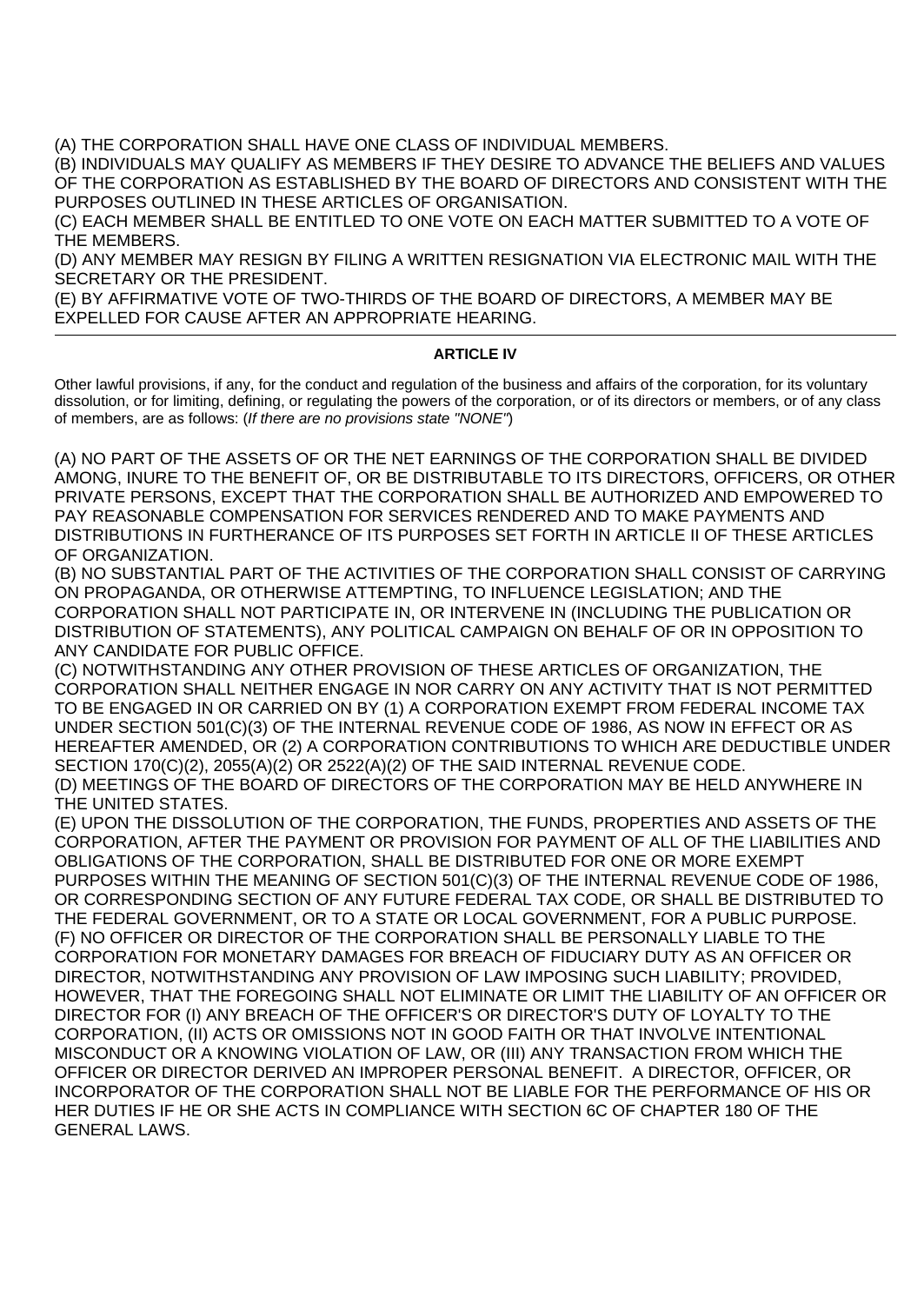(A) THE CORPORATION SHALL HAVE ONE CLASS OF INDIVIDUAL MEMBERS.
(B) INDIVIDUALS MAY QUALIFY AS MEMBERS IF THEY DESIRE TO ADVANCE THE BELIEFS AND VALUES OF THE CORPORATION AS ESTABLISHED BY THE BOARD OF DIRECTORS AND CONSISTENT WITH THE PURPOSES OUTLINED IN THESE ARTICLES OF ORGANISATION.
(C) EACH MEMBER SHALL BE ENTITLED TO ONE VOTE ON EACH MATTER SUBMITTED TO A VOTE OF THE MEMBERS.
(D) ANY MEMBER MAY RESIGN BY FILING A WRITTEN RESIGNATION VIA ELECTRONIC MAIL WITH THE SECRETARY OR THE PRESIDENT.
(E) BY AFFIRMATIVE VOTE OF TWO-THIRDS OF THE BOARD OF DIRECTORS, A MEMBER MAY BE EXPELLED FOR CAUSE AFTER AN APPROPRIATE HEARING.

---

**ARTICLE IV**

Other lawful provisions, if any, for the conduct and regulation of the business and affairs of the corporation, for its voluntary dissolution, or for limiting, defining, or regulating the powers of the corporation, or of its directors or members, or of any class of members, are as follows: (*If there are no provisions state "NONE"*)

(A) NO PART OF THE ASSETS OF OR THE NET EARNINGS OF THE CORPORATION SHALL BE DIVIDED AMONG, INURE TO THE BENEFIT OF, OR BE DISTRIBUTABLE TO ITS DIRECTORS, OFFICERS, OR OTHER PRIVATE PERSONS, EXCEPT THAT THE CORPORATION SHALL BE AUTHORIZED AND EMPOWERED TO PAY REASONABLE COMPENSATION FOR SERVICES RENDERED AND TO MAKE PAYMENTS AND DISTRIBUTIONS IN FURTHERANCE OF ITS PURPOSES SET FORTH IN ARTICLE II OF THESE ARTICLES OF ORGANIZATION.
(B) NO SUBSTANTIAL PART OF THE ACTIVITIES OF THE CORPORATION SHALL CONSIST OF CARRYING ON PROPAGANDA, OR OTHERWISE ATTEMPTING, TO INFLUENCE LEGISLATION; AND THE CORPORATION SHALL NOT PARTICIPATE IN, OR INTERVENE IN (INCLUDING THE PUBLICATION OR DISTRIBUTION OF STATEMENTS), ANY POLITICAL CAMPAIGN ON BEHALF OF OR IN OPPOSITION TO ANY CANDIDATE FOR PUBLIC OFFICE.
(C) NOTWITHSTANDING ANY OTHER PROVISION OF THESE ARTICLES OF ORGANIZATION, THE CORPORATION SHALL NEITHER ENGAGE IN NOR CARRY ON ANY ACTIVITY THAT IS NOT PERMITTED TO BE ENGAGED IN OR CARRIED ON BY (1) A CORPORATION EXEMPT FROM FEDERAL INCOME TAX UNDER SECTION 501(C)(3) OF THE INTERNAL REVENUE CODE OF 1986, AS NOW IN EFFECT OR AS HEREAFTER AMENDED, OR (2) A CORPORATION CONTRIBUTIONS TO WHICH ARE DEDUCTIBLE UNDER SECTION 170(C)(2), 2055(A)(2) OR 2522(A)(2) OF THE SAID INTERNAL REVENUE CODE.
(D) MEETINGS OF THE BOARD OF DIRECTORS OF THE CORPORATION MAY BE HELD ANYWHERE IN THE UNITED STATES.
(E) UPON THE DISSOLUTION OF THE CORPORATION, THE FUNDS, PROPERTIES AND ASSETS OF THE CORPORATION, AFTER THE PAYMENT OR PROVISION FOR PAYMENT OF ALL OF THE LIABILITIES AND OBLIGATIONS OF THE CORPORATION, SHALL BE DISTRIBUTED FOR ONE OR MORE EXEMPT PURPOSES WITHIN THE MEANING OF SECTION 501(C)(3) OF THE INTERNAL REVENUE CODE OF 1986, OR CORRESPONDING SECTION OF ANY FUTURE FEDERAL TAX CODE, OR SHALL BE DISTRIBUTED TO THE FEDERAL GOVERNMENT, OR TO A STATE OR LOCAL GOVERNMENT, FOR A PUBLIC PURPOSE.
(F) NO OFFICER OR DIRECTOR OF THE CORPORATION SHALL BE PERSONALLY LIABLE TO THE CORPORATION FOR MONETARY DAMAGES FOR BREACH OF FIDUCIARY DUTY AS AN OFFICER OR DIRECTOR, NOTWITHSTANDING ANY PROVISION OF LAW IMPOSING SUCH LIABILITY; PROVIDED, HOWEVER, THAT THE FOREGOING SHALL NOT ELIMINATE OR LIMIT THE LIABILITY OF AN OFFICER OR DIRECTOR FOR (I) ANY BREACH OF THE OFFICER'S OR DIRECTOR'S DUTY OF LOYALTY TO THE CORPORATION, (II) ACTS OR OMISSIONS NOT IN GOOD FAITH OR THAT INVOLVE INTENTIONAL MISCONDUCT OR A KNOWING VIOLATION OF LAW, OR (III) ANY TRANSACTION FROM WHICH THE OFFICER OR DIRECTOR DERIVED AN IMPROPER PERSONAL BENEFIT. A DIRECTOR, OFFICER, OR INCORPORATOR OF THE CORPORATION SHALL NOT BE LIABLE FOR THE PERFORMANCE OF HIS OR HER DUTIES IF HE OR SHE ACTS IN COMPLIANCE WITH SECTION 6C OF CHAPTER 180 OF THE GENERAL LAWS.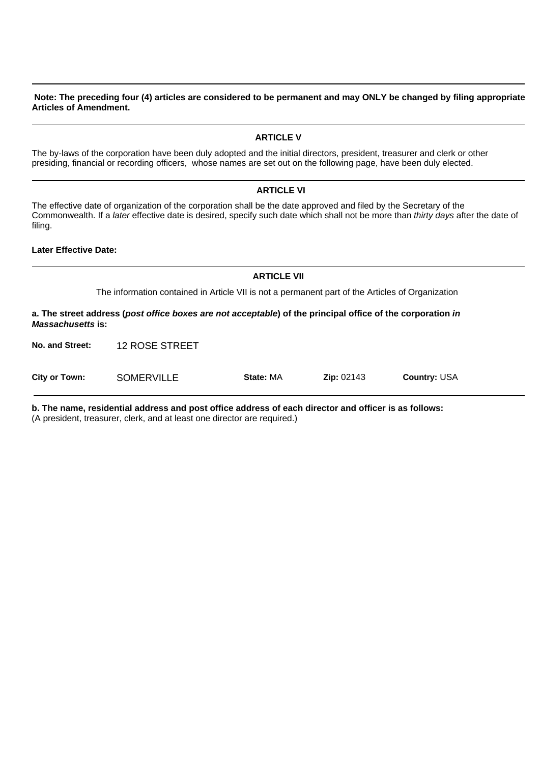**Note: The preceding four (4) articles are considered to be permanent and may ONLY be changed by filing appropriate Articles of Amendment.**

---

## ARTICLE V

The by-laws of the corporation have been duly adopted and the initial directors, president, treasurer and clerk or other presiding, financial or recording officers, whose names are set out on the following page, have been duly elected.

---

## ARTICLE VI

The effective date of organization of the corporation shall be the date approved and filed by the Secretary of the Commonwealth. If a *later* effective date is desired, specify such date which shall not be more than *thirty days* after the date of filing.

**Later Effective Date:**

---

## ARTICLE VII

The information contained in Article VII is not a permanent part of the Articles of Organization

**a. The street address (*post office boxes are not acceptable*) of the principal office of the corporation *in Massachusetts* is:**

**No. and Street:** 12 ROSE STREET

**City or Town:** SOMERVILLE **State:** MA **Zip:** 02143 **Country:** USA

---

**b. The name, residential address and post office address of each director and officer is as follows:**
(A president, treasurer, clerk, and at least one director are required.)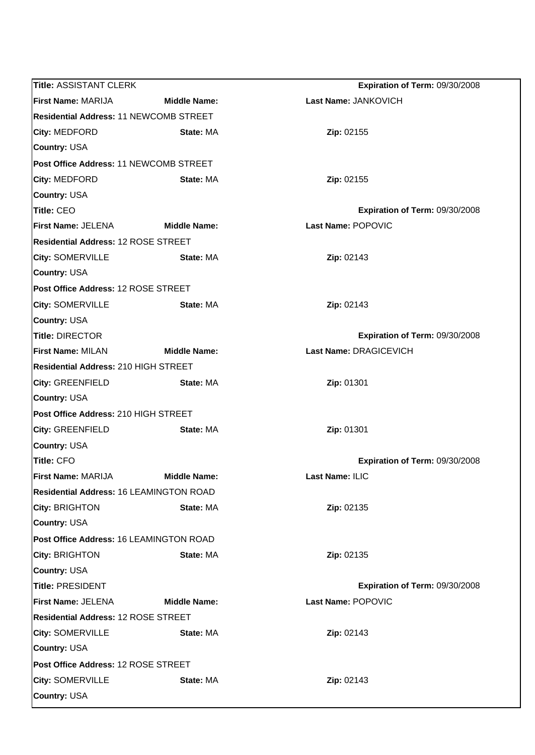**Title:** ASSISTANT CLERK **Expiration of Term:** 09/30/2008
**First Name:** MARIJA **Middle Name:** **Last Name:** JANKOVICH
**Residential Address:** 11 NEWCOMB STREET
**City:** MEDFORD **State:** MA **Zip:** 02155
**Country:** USA
**Post Office Address:** 11 NEWCOMB STREET
**City:** MEDFORD **State:** MA **Zip:** 02155
**Country:** USA

**Title:** CEO **Expiration of Term:** 09/30/2008
**First Name:** JELENA **Middle Name:** **Last Name:** POPOVIC
**Residential Address:** 12 ROSE STREET
**City:** SOMERVILLE **State:** MA **Zip:** 02143
**Country:** USA
**Post Office Address:** 12 ROSE STREET
**City:** SOMERVILLE **State:** MA **Zip:** 02143
**Country:** USA

**Title:** DIRECTOR **Expiration of Term:** 09/30/2008
**First Name:** MILAN **Middle Name:** **Last Name:** DRAGICEVICH
**Residential Address:** 210 HIGH STREET
**City:** GREENFIELD **State:** MA **Zip:** 01301
**Country:** USA
**Post Office Address:** 210 HIGH STREET
**City:** GREENFIELD **State:** MA **Zip:** 01301
**Country:** USA

**Title:** CFO **Expiration of Term:** 09/30/2008
**First Name:** MARIJA **Middle Name:** **Last Name:** ILIC
**Residential Address:** 16 LEAMINGTON ROAD
**City:** BRIGHTON **State:** MA **Zip:** 02135
**Country:** USA
**Post Office Address:** 16 LEAMINGTON ROAD
**City:** BRIGHTON **State:** MA **Zip:** 02135
**Country:** USA

**Title:** PRESIDENT **Expiration of Term:** 09/30/2008
**First Name:** JELENA **Middle Name:** **Last Name:** POPOVIC
**Residential Address:** 12 ROSE STREET
**City:** SOMERVILLE **State:** MA **Zip:** 02143
**Country:** USA
**Post Office Address:** 12 ROSE STREET
**City:** SOMERVILLE **State:** MA **Zip:** 02143
**Country:** USA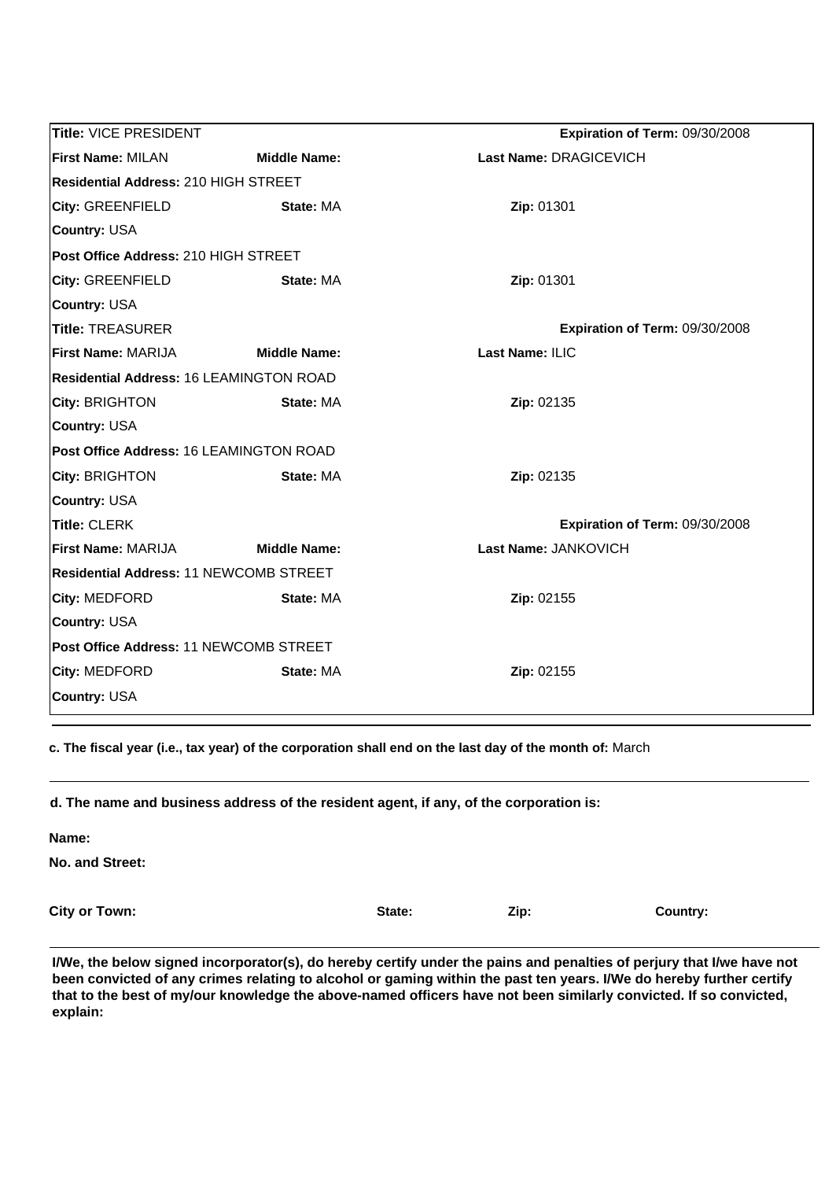**Title:** VICE PRESIDENT **Expiration of Term:** 09/30/2008

**First Name:** MILAN **Middle Name:** **Last Name:** DRAGICEVICH

**Residential Address:** 210 HIGH STREET

**City:** GREENFIELD **State:** MA **Zip:** 01301

**Country:** USA

**Post Office Address:** 210 HIGH STREET

**City:** GREENFIELD **State:** MA **Zip:** 01301

**Country:** USA

**Title:** TREASURER **Expiration of Term:** 09/30/2008

**First Name:** MARIJA **Middle Name:** **Last Name:** ILIC

**Residential Address:** 16 LEAMINGTON ROAD

**City:** BRIGHTON **State:** MA **Zip:** 02135

**Country:** USA

**Post Office Address:** 16 LEAMINGTON ROAD

**City:** BRIGHTON **State:** MA **Zip:** 02135

**Country:** USA

**Title:** CLERK **Expiration of Term:** 09/30/2008

**First Name:** MARIJA **Middle Name:** **Last Name:** JANKOVICH

**Residential Address:** 11 NEWCOMB STREET

**City:** MEDFORD **State:** MA **Zip:** 02155

**Country:** USA

**Post Office Address:** 11 NEWCOMB STREET

**City:** MEDFORD **State:** MA **Zip:** 02155

**Country:** USA

---

**c. The fiscal year (i.e., tax year) of the corporation shall end on the last day of the month of:** March

---

**d. The name and business address of the resident agent, if any, of the corporation is:**

**Name:**

**No. and Street:**

**City or Town:** **State:** **Zip:** **Country:**

---

**I/We, the below signed incorporator(s), do hereby certify under the pains and penalties of perjury that I/we have not been convicted of any crimes relating to alcohol or gaming within the past ten years. I/We do hereby further certify that to the best of my/our knowledge the above-named officers have not been similarly convicted. If so convicted, explain:**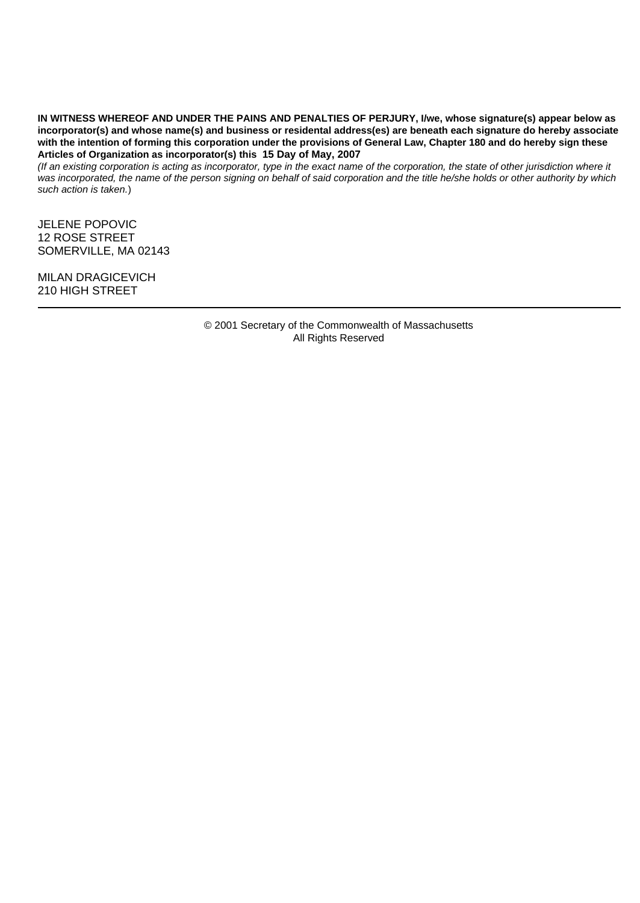**IN WITNESS WHEREOF AND UNDER THE PAINS AND PENALTIES OF PERJURY, I/we, whose signature(s) appear below as incorporator(s) and whose name(s) and business or residental address(es) are beneath each signature do hereby associate with the intention of forming this corporation under the provisions of General Law, Chapter 180 and do hereby sign these Articles of Organization as incorporator(s) this 15 Day of May, 2007**

*(If an existing corporation is acting as incorporator, type in the exact name of the corporation, the state of other jurisdiction where it was incorporated, the name of the person signing on behalf of said corporation and the title he/she holds or other authority by which such action is taken.*)

JELENE POPOVIC
12 ROSE STREET
SOMERVILLE, MA 02143

MILAN DRAGICEVICH
210 HIGH STREET

---

© 2001 Secretary of the Commonwealth of Massachusetts
All Rights Reserved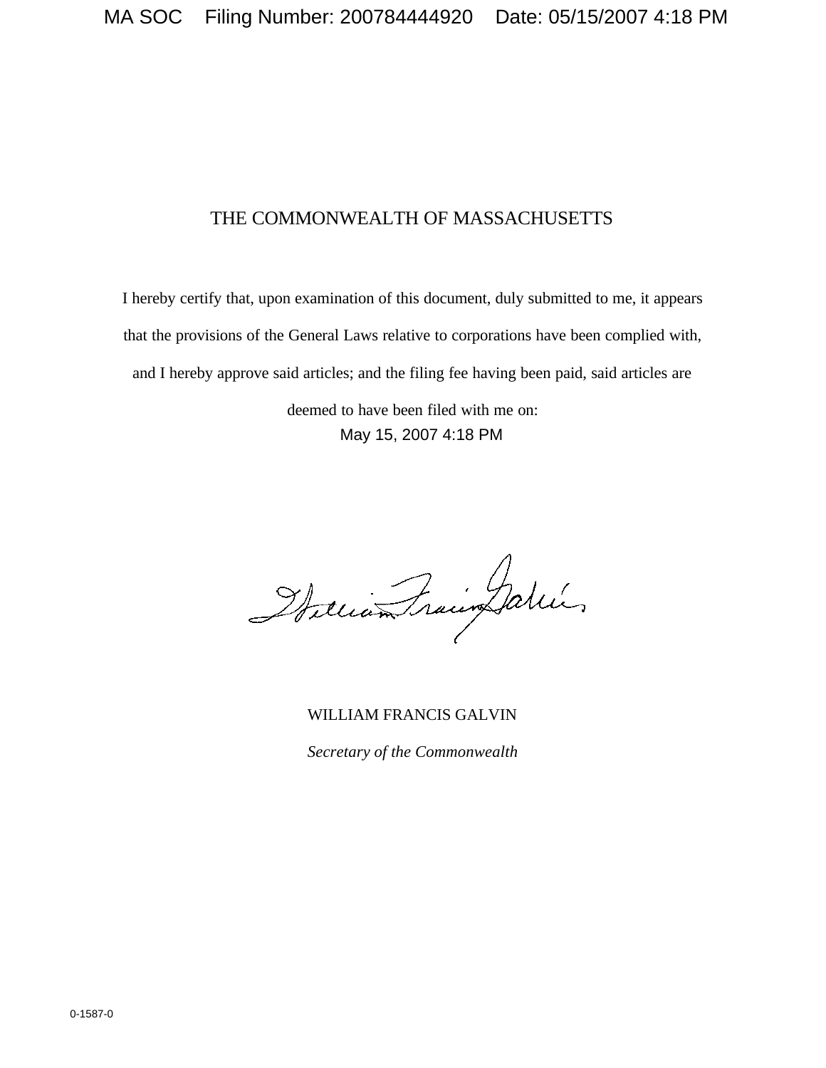# THE COMMONWEALTH OF MASSACHUSETTS

I hereby certify that, upon examination of this document, duly submitted to me, it appears that the provisions of the General Laws relative to corporations have been complied with, and I hereby approve said articles; and the filing fee having been paid, said articles are deemed to have been filed with me on:

May 15, 2007 4:18 PM

WILLIAM FRANCIS GALVIN

*Secretary of the Commonwealth*